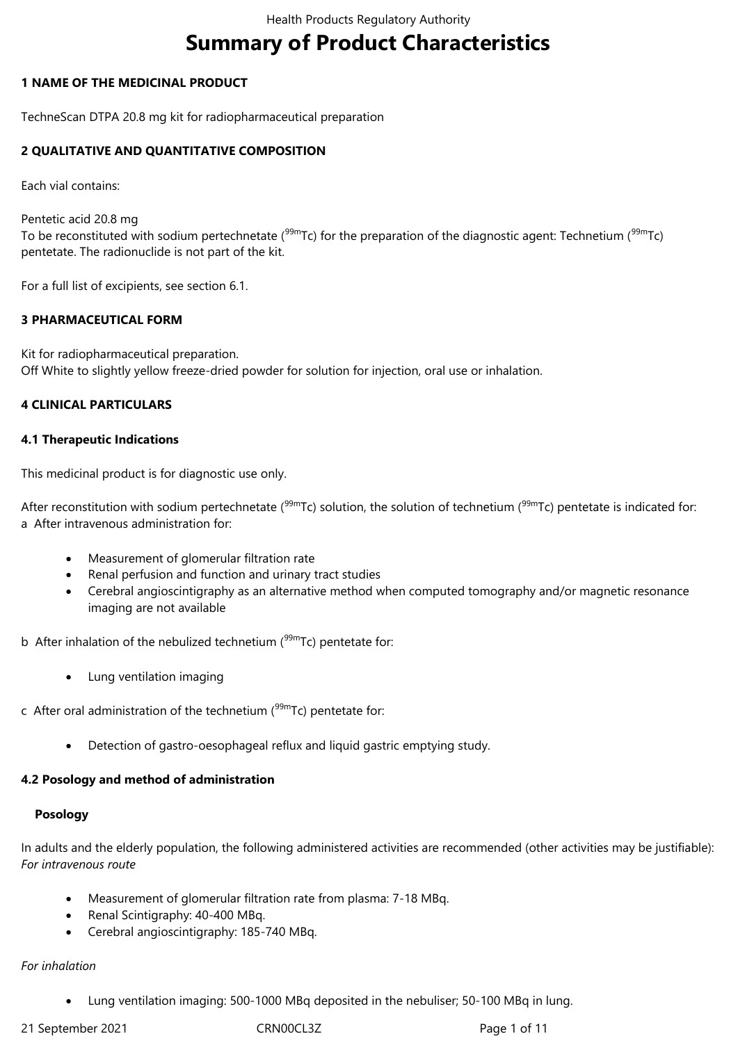# Summary of Product Characteristics

## 1 NAME OF THE MEDICINAL PRODUCT

TechneScan DTPA 20.8 mg kit for radiopharmaceutical preparation

## 2 QUALITATIVE AND QUANTITATIVE COMPOSITION

Each vial contains:

Pentetic acid 20.8 mg
To be reconstituted with sodium pertechnetate ($^{99m}$Tc) for the preparation of the diagnostic agent: Technetium ($^{99m}$Tc) pentetate. The radionuclide is not part of the kit.

For a full list of excipients, see section 6.1.

## 3 PHARMACEUTICAL FORM

Kit for radiopharmaceutical preparation.
Off White to slightly yellow freeze-dried powder for solution for injection, oral use or inhalation.

## 4 CLINICAL PARTICULARS

### 4.1 Therapeutic Indications

This medicinal product is for diagnostic use only.

After reconstitution with sodium pertechnetate ($^{99m}$Tc) solution, the solution of technetium ($^{99m}$Tc) pentetate is indicated for:
a After intravenous administration for:

- Measurement of glomerular filtration rate
- Renal perfusion and function and urinary tract studies
- Cerebral angioscintigraphy as an alternative method when computed tomography and/or magnetic resonance imaging are not available

b After inhalation of the nebulized technetium ($^{99m}$Tc) pentetate for:

- Lung ventilation imaging

c After oral administration of the technetium ($^{99m}$Tc) pentetate for:

- Detection of gastro-oesophageal reflux and liquid gastric emptying study.

### 4.2 Posology and method of administration

**Posology**

In adults and the elderly population, the following administered activities are recommended (other activities may be justifiable):
*For intravenous route*

- Measurement of glomerular filtration rate from plasma: 7-18 MBq.
- Renal Scintigraphy: 40-400 MBq.
- Cerebral angioscintigraphy: 185-740 MBq.

*For inhalation*

- Lung ventilation imaging: 500-1000 MBq deposited in the nebuliser; 50-100 MBq in lung.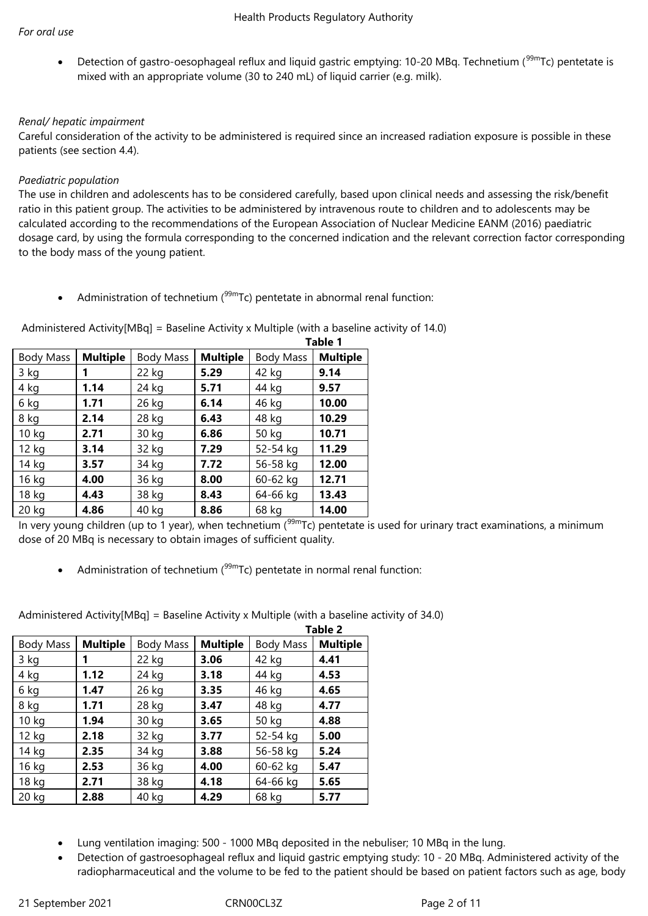*For oral use*

- Detection of gastro-oesophageal reflux and liquid gastric emptying: 10-20 MBq. Technetium ($^{99m}$Tc) pentetate is mixed with an appropriate volume (30 to 240 mL) of liquid carrier (e.g. milk).

*Renal/ hepatic impairment*
Careful consideration of the activity to be administered is required since an increased radiation exposure is possible in these patients (see section 4.4).

*Paediatric population*
The use in children and adolescents has to be considered carefully, based upon clinical needs and assessing the risk/benefit ratio in this patient group. The activities to be administered by intravenous route to children and to adolescents may be calculated according to the recommendations of the European Association of Nuclear Medicine EANM (2016) paediatric dosage card, by using the formula corresponding to the concerned indication and the relevant correction factor corresponding to the body mass of the young patient.

- Administration of technetium ($^{99m}$Tc) pentetate in abnormal renal function:

Administered Activity[MBq] = Baseline Activity x Multiple (with a baseline activity of 14.0)

**Table 1**

| Body Mass | **Multiple** | Body Mass | **Multiple** | Body Mass | **Multiple** |
|---|---|---|---|---|---|
| 3 kg | **1** | 22 kg | **5.29** | 42 kg | **9.14** |
| 4 kg | **1.14** | 24 kg | **5.71** | 44 kg | **9.57** |
| 6 kg | **1.71** | 26 kg | **6.14** | 46 kg | **10.00** |
| 8 kg | **2.14** | 28 kg | **6.43** | 48 kg | **10.29** |
| 10 kg | **2.71** | 30 kg | **6.86** | 50 kg | **10.71** |
| 12 kg | **3.14** | 32 kg | **7.29** | 52-54 kg | **11.29** |
| 14 kg | **3.57** | 34 kg | **7.72** | 56-58 kg | **12.00** |
| 16 kg | **4.00** | 36 kg | **8.00** | 60-62 kg | **12.71** |
| 18 kg | **4.43** | 38 kg | **8.43** | 64-66 kg | **13.43** |
| 20 kg | **4.86** | 40 kg | **8.86** | 68 kg | **14.00** |

In very young children (up to 1 year), when technetium ($^{99m}$Tc) pentetate is used for urinary tract examinations, a minimum dose of 20 MBq is necessary to obtain images of sufficient quality.

- Administration of technetium ($^{99m}$Tc) pentetate in normal renal function:

Administered Activity[MBq] = Baseline Activity x Multiple (with a baseline activity of 34.0)

**Table 2**

| Body Mass | **Multiple** | Body Mass | **Multiple** | Body Mass | **Multiple** |
|---|---|---|---|---|---|
| 3 kg | **1** | 22 kg | **3.06** | 42 kg | **4.41** |
| 4 kg | **1.12** | 24 kg | **3.18** | 44 kg | **4.53** |
| 6 kg | **1.47** | 26 kg | **3.35** | 46 kg | **4.65** |
| 8 kg | **1.71** | 28 kg | **3.47** | 48 kg | **4.77** |
| 10 kg | **1.94** | 30 kg | **3.65** | 50 kg | **4.88** |
| 12 kg | **2.18** | 32 kg | **3.77** | 52-54 kg | **5.00** |
| 14 kg | **2.35** | 34 kg | **3.88** | 56-58 kg | **5.24** |
| 16 kg | **2.53** | 36 kg | **4.00** | 60-62 kg | **5.47** |
| 18 kg | **2.71** | 38 kg | **4.18** | 64-66 kg | **5.65** |
| 20 kg | **2.88** | 40 kg | **4.29** | 68 kg | **5.77** |

- Lung ventilation imaging: 500 - 1000 MBq deposited in the nebuliser; 10 MBq in the lung.
- Detection of gastroesophageal reflux and liquid gastric emptying study: 10 - 20 MBq. Administered activity of the radiopharmaceutical and the volume to be fed to the patient should be based on patient factors such as age, body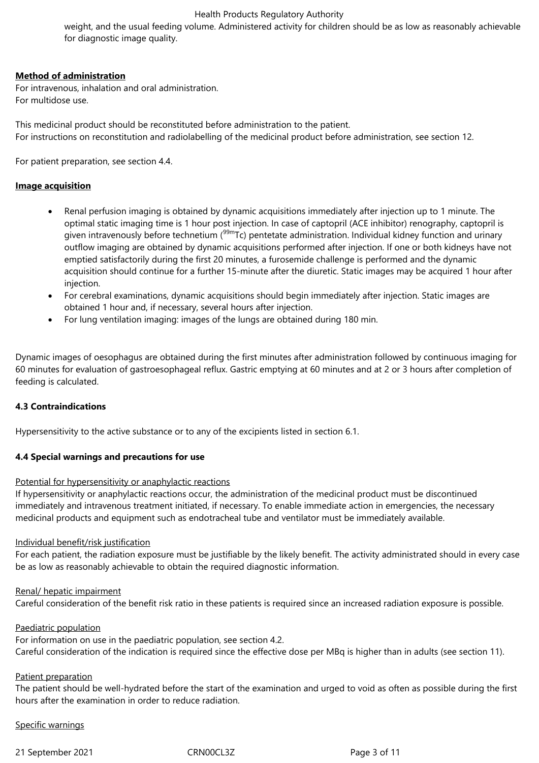weight, and the usual feeding volume. Administered activity for children should be as low as reasonably achievable for diagnostic image quality.

**Method of administration**

For intravenous, inhalation and oral administration.
For multidose use.

This medicinal product should be reconstituted before administration to the patient.
For instructions on reconstitution and radiolabelling of the medicinal product before administration, see section 12.

For patient preparation, see section 4.4.

**Image acquisition**

- Renal perfusion imaging is obtained by dynamic acquisitions immediately after injection up to 1 minute. The optimal static imaging time is 1 hour post injection. In case of captopril (ACE inhibitor) renography, captopril is given intravenously before technetium ($^{99m}$Tc) pentetate administration. Individual kidney function and urinary outflow imaging are obtained by dynamic acquisitions performed after injection. If one or both kidneys have not emptied satisfactorily during the first 20 minutes, a furosemide challenge is performed and the dynamic acquisition should continue for a further 15-minute after the diuretic. Static images may be acquired 1 hour after injection.
- For cerebral examinations, dynamic acquisitions should begin immediately after injection. Static images are obtained 1 hour and, if necessary, several hours after injection.
- For lung ventilation imaging: images of the lungs are obtained during 180 min.

Dynamic images of oesophagus are obtained during the first minutes after administration followed by continuous imaging for 60 minutes for evaluation of gastroesophageal reflux. Gastric emptying at 60 minutes and at 2 or 3 hours after completion of feeding is calculated.

**4.3 Contraindications**

Hypersensitivity to the active substance or to any of the excipients listed in section 6.1.

**4.4 Special warnings and precautions for use**

Potential for hypersensitivity or anaphylactic reactions
If hypersensitivity or anaphylactic reactions occur, the administration of the medicinal product must be discontinued immediately and intravenous treatment initiated, if necessary. To enable immediate action in emergencies, the necessary medicinal products and equipment such as endotracheal tube and ventilator must be immediately available.

Individual benefit/risk justification
For each patient, the radiation exposure must be justifiable by the likely benefit. The activity administrated should in every case be as low as reasonably achievable to obtain the required diagnostic information.

Renal/ hepatic impairment
Careful consideration of the benefit risk ratio in these patients is required since an increased radiation exposure is possible.

Paediatric population
For information on use in the paediatric population, see section 4.2.
Careful consideration of the indication is required since the effective dose per MBq is higher than in adults (see section 11).

Patient preparation
The patient should be well-hydrated before the start of the examination and urged to void as often as possible during the first hours after the examination in order to reduce radiation.

Specific warnings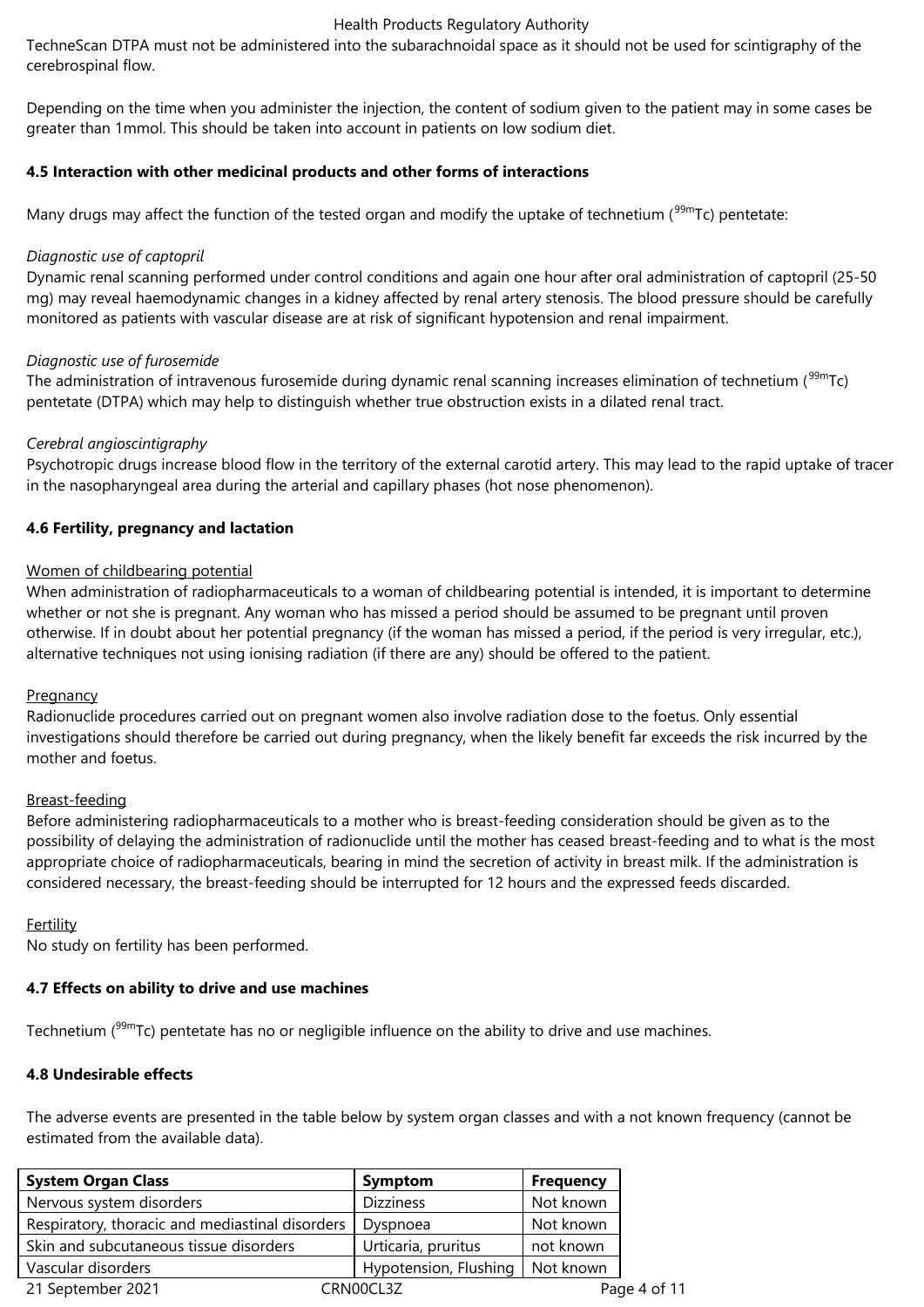TechneScan DTPA must not be administered into the subarachnoidal space as it should not be used for scintigraphy of the cerebrospinal flow.

Depending on the time when you administer the injection, the content of sodium given to the patient may in some cases be greater than 1mmol. This should be taken into account in patients on low sodium diet.

**4.5 Interaction with other medicinal products and other forms of interactions**

Many drugs may affect the function of the tested organ and modify the uptake of technetium ($^{99m}$Tc) pentetate:

*Diagnostic use of captopril*

Dynamic renal scanning performed under control conditions and again one hour after oral administration of captopril (25-50 mg) may reveal haemodynamic changes in a kidney affected by renal artery stenosis. The blood pressure should be carefully monitored as patients with vascular disease are at risk of significant hypotension and renal impairment.

*Diagnostic use of furosemide*

The administration of intravenous furosemide during dynamic renal scanning increases elimination of technetium ($^{99m}$Tc) pentetate (DTPA) which may help to distinguish whether true obstruction exists in a dilated renal tract.

*Cerebral angioscintigraphy*

Psychotropic drugs increase blood flow in the territory of the external carotid artery. This may lead to the rapid uptake of tracer in the nasopharyngeal area during the arterial and capillary phases (hot nose phenomenon).

**4.6 Fertility, pregnancy and lactation**

Women of childbearing potential

When administration of radiopharmaceuticals to a woman of childbearing potential is intended, it is important to determine whether or not she is pregnant. Any woman who has missed a period should be assumed to be pregnant until proven otherwise. If in doubt about her potential pregnancy (if the woman has missed a period, if the period is very irregular, etc.), alternative techniques not using ionising radiation (if there are any) should be offered to the patient.

Pregnancy

Radionuclide procedures carried out on pregnant women also involve radiation dose to the foetus. Only essential investigations should therefore be carried out during pregnancy, when the likely benefit far exceeds the risk incurred by the mother and foetus.

Breast-feeding

Before administering radiopharmaceuticals to a mother who is breast-feeding consideration should be given as to the possibility of delaying the administration of radionuclide until the mother has ceased breast-feeding and to what is the most appropriate choice of radiopharmaceuticals, bearing in mind the secretion of activity in breast milk. If the administration is considered necessary, the breast-feeding should be interrupted for 12 hours and the expressed feeds discarded.

Fertility

No study on fertility has been performed.

**4.7 Effects on ability to drive and use machines**

Technetium ($^{99m}$Tc) pentetate has no or negligible influence on the ability to drive and use machines.

**4.8 Undesirable effects**

The adverse events are presented in the table below by system organ classes and with a not known frequency (cannot be estimated from the available data).

| System Organ Class | Symptom | Frequency |
|---|---|---|
| Nervous system disorders | Dizziness | Not known |
| Respiratory, thoracic and mediastinal disorders | Dyspnoea | Not known |
| Skin and subcutaneous tissue disorders | Urticaria, pruritus | not known |
| Vascular disorders | Hypotension, Flushing | Not known |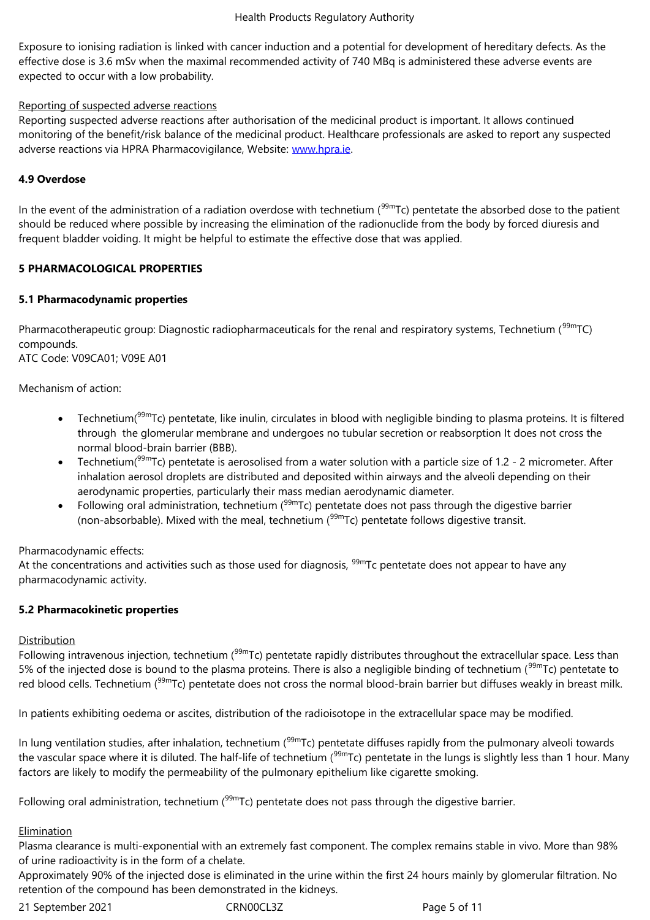Exposure to ionising radiation is linked with cancer induction and a potential for development of hereditary defects. As the effective dose is 3.6 mSv when the maximal recommended activity of 740 MBq is administered these adverse events are expected to occur with a low probability.

Reporting of suspected adverse reactions

Reporting suspected adverse reactions after authorisation of the medicinal product is important. It allows continued monitoring of the benefit/risk balance of the medicinal product. Healthcare professionals are asked to report any suspected adverse reactions via HPRA Pharmacovigilance, Website: www.hpra.ie.

**4.9 Overdose**

In the event of the administration of a radiation overdose with technetium ($^{99m}$Tc) pentetate the absorbed dose to the patient should be reduced where possible by increasing the elimination of the radionuclide from the body by forced diuresis and frequent bladder voiding. It might be helpful to estimate the effective dose that was applied.

## 5 PHARMACOLOGICAL PROPERTIES

### 5.1 Pharmacodynamic properties

Pharmacotherapeutic group: Diagnostic radiopharmaceuticals for the renal and respiratory systems, Technetium ($^{99m}$TC) compounds.
ATC Code: V09CA01; V09E A01

Mechanism of action:

- Technetium($^{99m}$Tc) pentetate, like inulin, circulates in blood with negligible binding to plasma proteins. It is filtered through the glomerular membrane and undergoes no tubular secretion or reabsorption It does not cross the normal blood-brain barrier (BBB).
- Technetium($^{99m}$Tc) pentetate is aerosolised from a water solution with a particle size of 1.2 - 2 micrometer. After inhalation aerosol droplets are distributed and deposited within airways and the alveoli depending on their aerodynamic properties, particularly their mass median aerodynamic diameter.
- Following oral administration, technetium ($^{99m}$Tc) pentetate does not pass through the digestive barrier (non-absorbable). Mixed with the meal, technetium ($^{99m}$Tc) pentetate follows digestive transit.

Pharmacodynamic effects:
At the concentrations and activities such as those used for diagnosis, $^{99m}$Tc pentetate does not appear to have any pharmacodynamic activity.

### 5.2 Pharmacokinetic properties

Distribution

Following intravenous injection, technetium ($^{99m}$Tc) pentetate rapidly distributes throughout the extracellular space. Less than 5% of the injected dose is bound to the plasma proteins. There is also a negligible binding of technetium ($^{99m}$Tc) pentetate to red blood cells. Technetium ($^{99m}$Tc) pentetate does not cross the normal blood-brain barrier but diffuses weakly in breast milk.

In patients exhibiting oedema or ascites, distribution of the radioisotope in the extracellular space may be modified.

In lung ventilation studies, after inhalation, technetium ($^{99m}$Tc) pentetate diffuses rapidly from the pulmonary alveoli towards the vascular space where it is diluted. The half-life of technetium ($^{99m}$Tc) pentetate in the lungs is slightly less than 1 hour. Many factors are likely to modify the permeability of the pulmonary epithelium like cigarette smoking.

Following oral administration, technetium ($^{99m}$Tc) pentetate does not pass through the digestive barrier.

Elimination

Plasma clearance is multi-exponential with an extremely fast component. The complex remains stable in vivo. More than 98% of urine radioactivity is in the form of a chelate.
Approximately 90% of the injected dose is eliminated in the urine within the first 24 hours mainly by glomerular filtration. No retention of the compound has been demonstrated in the kidneys.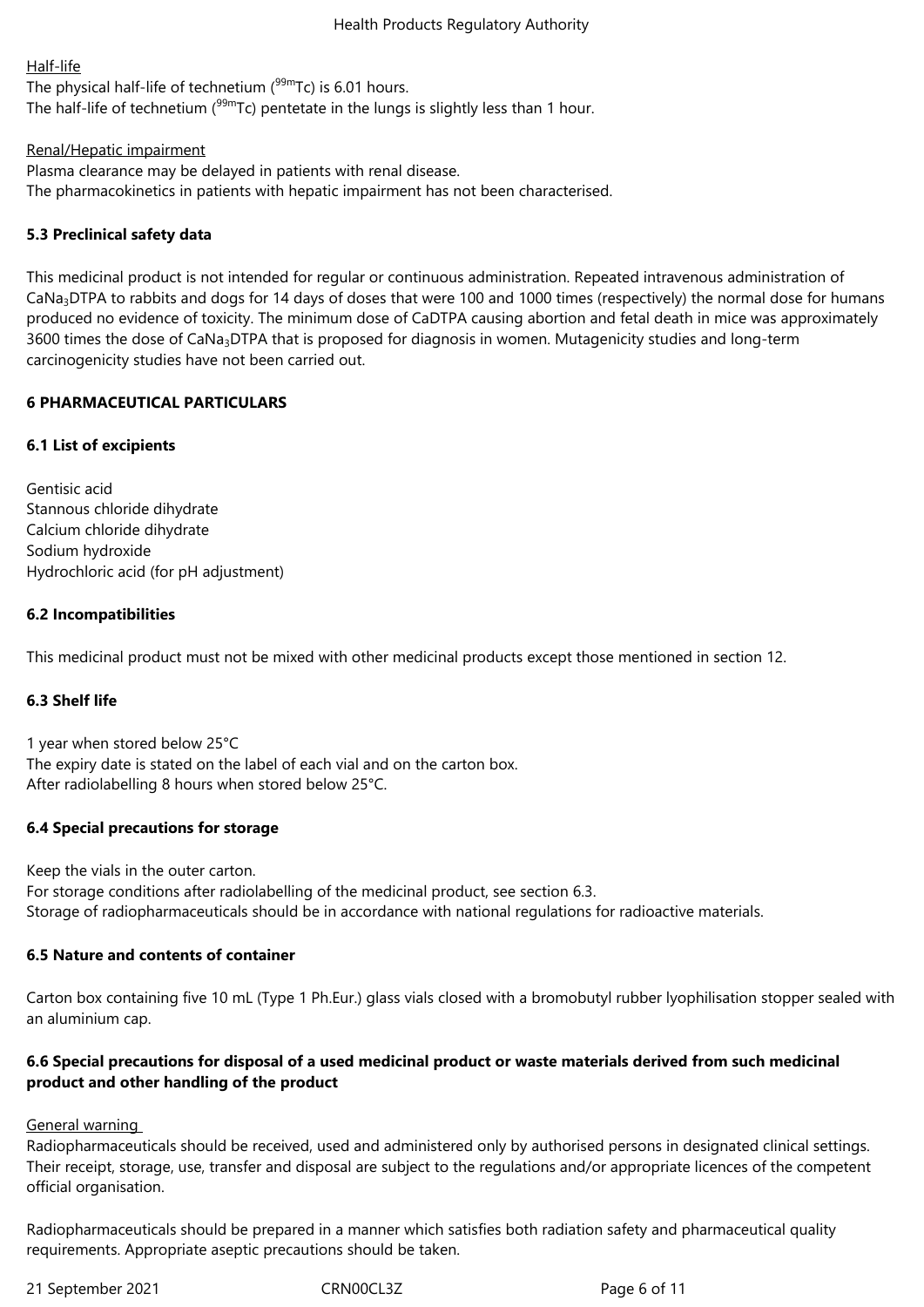Half-life

The physical half-life of technetium ($^{99m}$Tc) is 6.01 hours.
The half-life of technetium ($^{99m}$Tc) pentetate in the lungs is slightly less than 1 hour.

Renal/Hepatic impairment

Plasma clearance may be delayed in patients with renal disease.
The pharmacokinetics in patients with hepatic impairment has not been characterised.

### 5.3 Preclinical safety data

This medicinal product is not intended for regular or continuous administration. Repeated intravenous administration of $CaNa_3$DTPA to rabbits and dogs for 14 days of doses that were 100 and 1000 times (respectively) the normal dose for humans produced no evidence of toxicity. The minimum dose of CaDTPA causing abortion and fetal death in mice was approximately 3600 times the dose of $CaNa_3$DTPA that is proposed for diagnosis in women. Mutagenicity studies and long-term carcinogenicity studies have not been carried out.

## 6 PHARMACEUTICAL PARTICULARS

### 6.1 List of excipients

Gentisic acid
Stannous chloride dihydrate
Calcium chloride dihydrate
Sodium hydroxide
Hydrochloric acid (for pH adjustment)

### 6.2 Incompatibilities

This medicinal product must not be mixed with other medicinal products except those mentioned in section 12.

### 6.3 Shelf life

1 year when stored below 25°C
The expiry date is stated on the label of each vial and on the carton box.
After radiolabelling 8 hours when stored below 25°C.

### 6.4 Special precautions for storage

Keep the vials in the outer carton.
For storage conditions after radiolabelling of the medicinal product, see section 6.3.
Storage of radiopharmaceuticals should be in accordance with national regulations for radioactive materials.

### 6.5 Nature and contents of container

Carton box containing five 10 mL (Type 1 Ph.Eur.) glass vials closed with a bromobutyl rubber lyophilisation stopper sealed with an aluminium cap.

### 6.6 Special precautions for disposal of a used medicinal product or waste materials derived from such medicinal product and other handling of the product

General warning

Radiopharmaceuticals should be received, used and administered only by authorised persons in designated clinical settings. Their receipt, storage, use, transfer and disposal are subject to the regulations and/or appropriate licences of the competent official organisation.

Radiopharmaceuticals should be prepared in a manner which satisfies both radiation safety and pharmaceutical quality requirements. Appropriate aseptic precautions should be taken.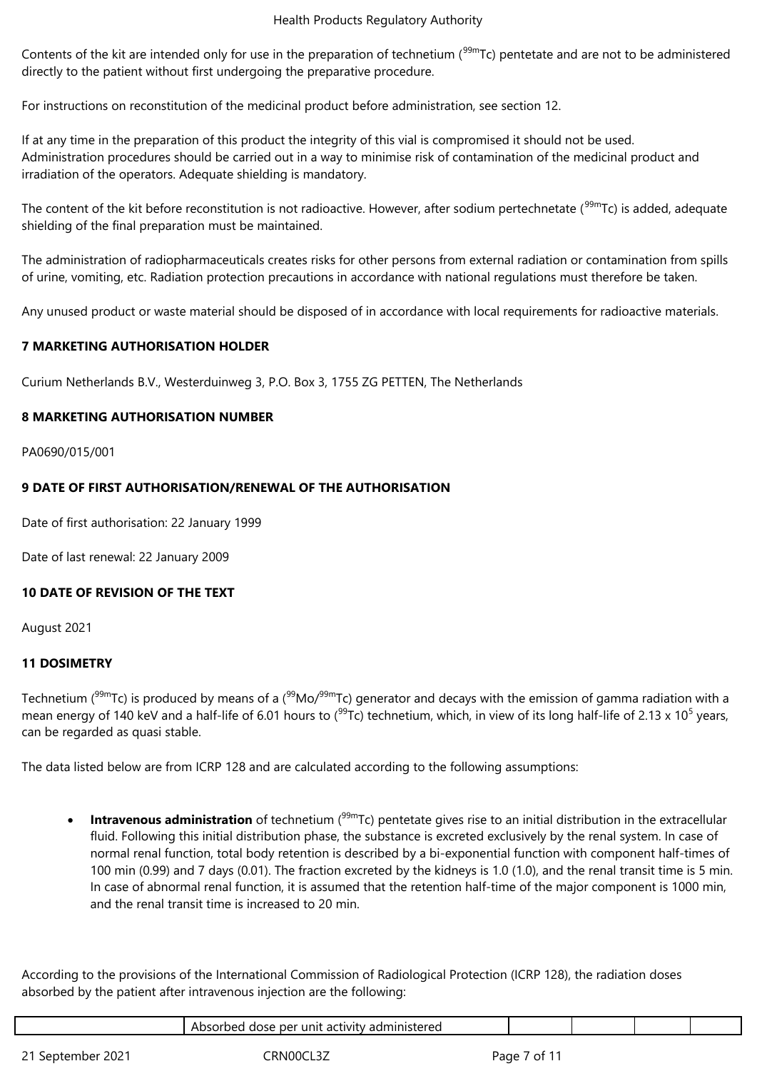Contents of the kit are intended only for use in the preparation of technetium ($^{99m}$Tc) pentetate and are not to be administered directly to the patient without first undergoing the preparative procedure.

For instructions on reconstitution of the medicinal product before administration, see section 12.

If at any time in the preparation of this product the integrity of this vial is compromised it should not be used.
Administration procedures should be carried out in a way to minimise risk of contamination of the medicinal product and irradiation of the operators. Adequate shielding is mandatory.

The content of the kit before reconstitution is not radioactive. However, after sodium pertechnetate ($^{99m}$Tc) is added, adequate shielding of the final preparation must be maintained.

The administration of radiopharmaceuticals creates risks for other persons from external radiation or contamination from spills of urine, vomiting, etc. Radiation protection precautions in accordance with national regulations must therefore be taken.

Any unused product or waste material should be disposed of in accordance with local requirements for radioactive materials.

## 7 MARKETING AUTHORISATION HOLDER

Curium Netherlands B.V., Westerduinweg 3, P.O. Box 3, 1755 ZG PETTEN, The Netherlands

## 8 MARKETING AUTHORISATION NUMBER

PA0690/015/001

## 9 DATE OF FIRST AUTHORISATION/RENEWAL OF THE AUTHORISATION

Date of first authorisation: 22 January 1999

Date of last renewal: 22 January 2009

## 10 DATE OF REVISION OF THE TEXT

August 2021

## 11 DOSIMETRY

Technetium ($^{99m}$Tc) is produced by means of a ($^{99}$Mo/$^{99m}$Tc) generator and decays with the emission of gamma radiation with a mean energy of 140 keV and a half-life of 6.01 hours to ($^{99}$Tc) technetium, which, in view of its long half-life of 2.13 x $10^5$ years, can be regarded as quasi stable.

The data listed below are from ICRP 128 and are calculated according to the following assumptions:

- **Intravenous administration** of technetium ($^{99m}$Tc) pentetate gives rise to an initial distribution in the extracellular fluid. Following this initial distribution phase, the substance is excreted exclusively by the renal system. In case of normal renal function, total body retention is described by a bi-exponential function with component half-times of 100 min (0.99) and 7 days (0.01). The fraction excreted by the kidneys is 1.0 (1.0), and the renal transit time is 5 min. In case of abnormal renal function, it is assumed that the retention half-time of the major component is 1000 min, and the renal transit time is increased to 20 min.

According to the provisions of the International Commission of Radiological Protection (ICRP 128), the radiation doses absorbed by the patient after intravenous injection are the following:

| | Absorbed dose per unit activity administered | | | | |
|---|---|---|---|---|---|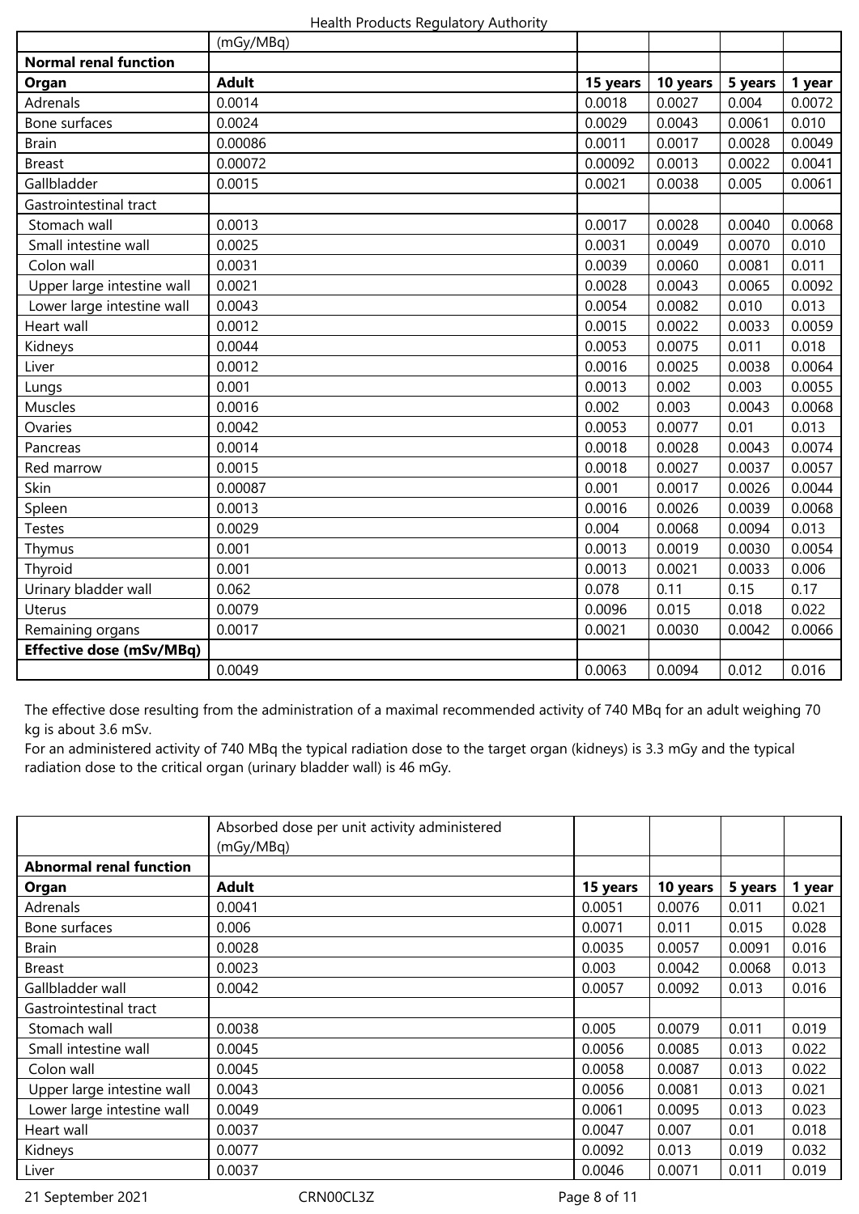| | (mGy/MBq) | | | | |
|---|---|---|---|---|---|
| **Normal renal function** | | | | | |
| **Organ** | **Adult** | **15 years** | **10 years** | **5 years** | **1 year** |
| Adrenals | 0.0014 | 0.0018 | 0.0027 | 0.004 | 0.0072 |
| Bone surfaces | 0.0024 | 0.0029 | 0.0043 | 0.0061 | 0.010 |
| Brain | 0.00086 | 0.0011 | 0.0017 | 0.0028 | 0.0049 |
| Breast | 0.00072 | 0.00092 | 0.0013 | 0.0022 | 0.0041 |
| Gallbladder | 0.0015 | 0.0021 | 0.0038 | 0.005 | 0.0061 |
| Gastrointestinal tract | | | | | |
| Stomach wall | 0.0013 | 0.0017 | 0.0028 | 0.0040 | 0.0068 |
| Small intestine wall | 0.0025 | 0.0031 | 0.0049 | 0.0070 | 0.010 |
| Colon wall | 0.0031 | 0.0039 | 0.0060 | 0.0081 | 0.011 |
| Upper large intestine wall | 0.0021 | 0.0028 | 0.0043 | 0.0065 | 0.0092 |
| Lower large intestine wall | 0.0043 | 0.0054 | 0.0082 | 0.010 | 0.013 |
| Heart wall | 0.0012 | 0.0015 | 0.0022 | 0.0033 | 0.0059 |
| Kidneys | 0.0044 | 0.0053 | 0.0075 | 0.011 | 0.018 |
| Liver | 0.0012 | 0.0016 | 0.0025 | 0.0038 | 0.0064 |
| Lungs | 0.001 | 0.0013 | 0.002 | 0.003 | 0.0055 |
| Muscles | 0.0016 | 0.002 | 0.003 | 0.0043 | 0.0068 |
| Ovaries | 0.0042 | 0.0053 | 0.0077 | 0.01 | 0.013 |
| Pancreas | 0.0014 | 0.0018 | 0.0028 | 0.0043 | 0.0074 |
| Red marrow | 0.0015 | 0.0018 | 0.0027 | 0.0037 | 0.0057 |
| Skin | 0.00087 | 0.001 | 0.0017 | 0.0026 | 0.0044 |
| Spleen | 0.0013 | 0.0016 | 0.0026 | 0.0039 | 0.0068 |
| Testes | 0.0029 | 0.004 | 0.0068 | 0.0094 | 0.013 |
| Thymus | 0.001 | 0.0013 | 0.0019 | 0.0030 | 0.0054 |
| Thyroid | 0.001 | 0.0013 | 0.0021 | 0.0033 | 0.006 |
| Urinary bladder wall | 0.062 | 0.078 | 0.11 | 0.15 | 0.17 |
| Uterus | 0.0079 | 0.0096 | 0.015 | 0.018 | 0.022 |
| Remaining organs | 0.0017 | 0.0021 | 0.0030 | 0.0042 | 0.0066 |
| **Effective dose (mSv/MBq)** | | | | | |
| | 0.0049 | 0.0063 | 0.0094 | 0.012 | 0.016 |

The effective dose resulting from the administration of a maximal recommended activity of 740 MBq for an adult weighing 70 kg is about 3.6 mSv.

For an administered activity of 740 MBq the typical radiation dose to the target organ (kidneys) is 3.3 mGy and the typical radiation dose to the critical organ (urinary bladder wall) is 46 mGy.

| | Absorbed dose per unit activity administered (mGy/MBq) | | | | |
|---|---|---|---|---|---|
| **Abnormal renal function** | | | | | |
| **Organ** | **Adult** | **15 years** | **10 years** | **5 years** | **1 year** |
| Adrenals | 0.0041 | 0.0051 | 0.0076 | 0.011 | 0.021 |
| Bone surfaces | 0.006 | 0.0071 | 0.011 | 0.015 | 0.028 |
| Brain | 0.0028 | 0.0035 | 0.0057 | 0.0091 | 0.016 |
| Breast | 0.0023 | 0.003 | 0.0042 | 0.0068 | 0.013 |
| Gallbladder wall | 0.0042 | 0.0057 | 0.0092 | 0.013 | 0.016 |
| Gastrointestinal tract | | | | | |
| Stomach wall | 0.0038 | 0.005 | 0.0079 | 0.011 | 0.019 |
| Small intestine wall | 0.0045 | 0.0056 | 0.0085 | 0.013 | 0.022 |
| Colon wall | 0.0045 | 0.0058 | 0.0087 | 0.013 | 0.022 |
| Upper large intestine wall | 0.0043 | 0.0056 | 0.0081 | 0.013 | 0.021 |
| Lower large intestine wall | 0.0049 | 0.0061 | 0.0095 | 0.013 | 0.023 |
| Heart wall | 0.0037 | 0.0047 | 0.007 | 0.01 | 0.018 |
| Kidneys | 0.0077 | 0.0092 | 0.013 | 0.019 | 0.032 |
| Liver | 0.0037 | 0.0046 | 0.0071 | 0.011 | 0.019 |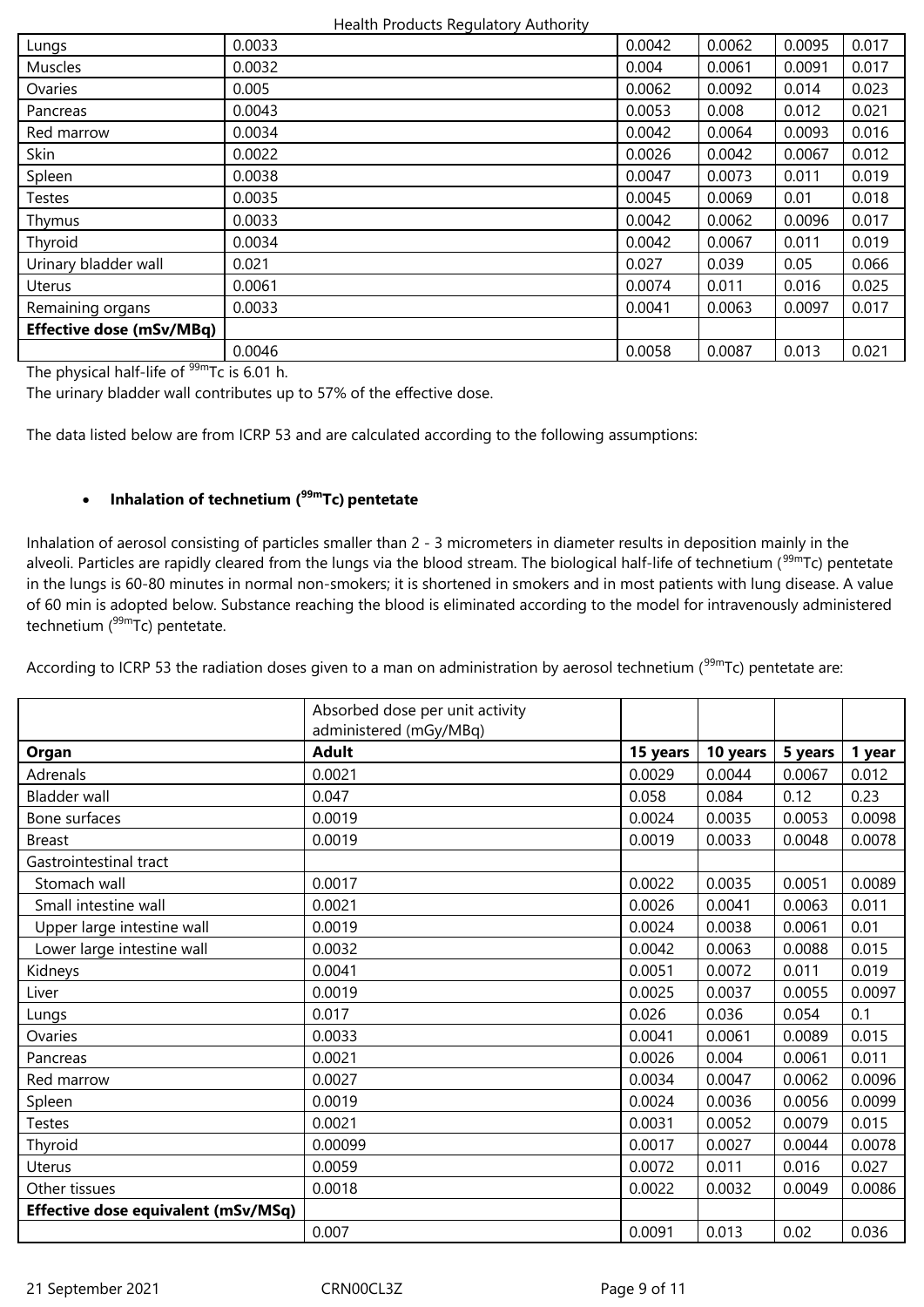| Lungs | 0.0033 | 0.0042 | 0.0062 | 0.0095 | 0.017 |
|---|---|---|---|---|---|
| Muscles | 0.0032 | 0.004 | 0.0061 | 0.0091 | 0.017 |
| Ovaries | 0.005 | 0.0062 | 0.0092 | 0.014 | 0.023 |
| Pancreas | 0.0043 | 0.0053 | 0.008 | 0.012 | 0.021 |
| Red marrow | 0.0034 | 0.0042 | 0.0064 | 0.0093 | 0.016 |
| Skin | 0.0022 | 0.0026 | 0.0042 | 0.0067 | 0.012 |
| Spleen | 0.0038 | 0.0047 | 0.0073 | 0.011 | 0.019 |
| Testes | 0.0035 | 0.0045 | 0.0069 | 0.01 | 0.018 |
| Thymus | 0.0033 | 0.0042 | 0.0062 | 0.0096 | 0.017 |
| Thyroid | 0.0034 | 0.0042 | 0.0067 | 0.011 | 0.019 |
| Urinary bladder wall | 0.021 | 0.027 | 0.039 | 0.05 | 0.066 |
| Uterus | 0.0061 | 0.0074 | 0.011 | 0.016 | 0.025 |
| Remaining organs | 0.0033 | 0.0041 | 0.0063 | 0.0097 | 0.017 |
| **Effective dose (mSv/MBq)** | | | | | |
| | 0.0046 | 0.0058 | 0.0087 | 0.013 | 0.021 |

The physical half-life of $^{99m}$Tc is 6.01 h.

The urinary bladder wall contributes up to 57% of the effective dose.

The data listed below are from ICRP 53 and are calculated according to the following assumptions:

- **Inhalation of technetium ($^{99m}$Tc) pentetate**

Inhalation of aerosol consisting of particles smaller than 2 - 3 micrometers in diameter results in deposition mainly in the alveoli. Particles are rapidly cleared from the lungs via the blood stream. The biological half-life of technetium ($^{99m}$Tc) pentetate in the lungs is 60-80 minutes in normal non-smokers; it is shortened in smokers and in most patients with lung disease. A value of 60 min is adopted below. Substance reaching the blood is eliminated according to the model for intravenously administered technetium ($^{99m}$Tc) pentetate.

According to ICRP 53 the radiation doses given to a man on administration by aerosol technetium ($^{99m}$Tc) pentetate are:

| | Absorbed dose per unit activity administered (mGy/MBq) | | | | |
|---|---|---|---|---|---|
| **Organ** | **Adult** | **15 years** | **10 years** | **5 years** | **1 year** |
| Adrenals | 0.0021 | 0.0029 | 0.0044 | 0.0067 | 0.012 |
| Bladder wall | 0.047 | 0.058 | 0.084 | 0.12 | 0.23 |
| Bone surfaces | 0.0019 | 0.0024 | 0.0035 | 0.0053 | 0.0098 |
| Breast | 0.0019 | 0.0019 | 0.0033 | 0.0048 | 0.0078 |
| Gastrointestinal tract | | | | | |
| Stomach wall | 0.0017 | 0.0022 | 0.0035 | 0.0051 | 0.0089 |
| Small intestine wall | 0.0021 | 0.0026 | 0.0041 | 0.0063 | 0.011 |
| Upper large intestine wall | 0.0019 | 0.0024 | 0.0038 | 0.0061 | 0.01 |
| Lower large intestine wall | 0.0032 | 0.0042 | 0.0063 | 0.0088 | 0.015 |
| Kidneys | 0.0041 | 0.0051 | 0.0072 | 0.011 | 0.019 |
| Liver | 0.0019 | 0.0025 | 0.0037 | 0.0055 | 0.0097 |
| Lungs | 0.017 | 0.026 | 0.036 | 0.054 | 0.1 |
| Ovaries | 0.0033 | 0.0041 | 0.0061 | 0.0089 | 0.015 |
| Pancreas | 0.0021 | 0.0026 | 0.004 | 0.0061 | 0.011 |
| Red marrow | 0.0027 | 0.0034 | 0.0047 | 0.0062 | 0.0096 |
| Spleen | 0.0019 | 0.0024 | 0.0036 | 0.0056 | 0.0099 |
| Testes | 0.0021 | 0.0031 | 0.0052 | 0.0079 | 0.015 |
| Thyroid | 0.00099 | 0.0017 | 0.0027 | 0.0044 | 0.0078 |
| Uterus | 0.0059 | 0.0072 | 0.011 | 0.016 | 0.027 |
| Other tissues | 0.0018 | 0.0022 | 0.0032 | 0.0049 | 0.0086 |
| **Effective dose equivalent (mSv/MSq)** | | | | | |
| | 0.007 | 0.0091 | 0.013 | 0.02 | 0.036 |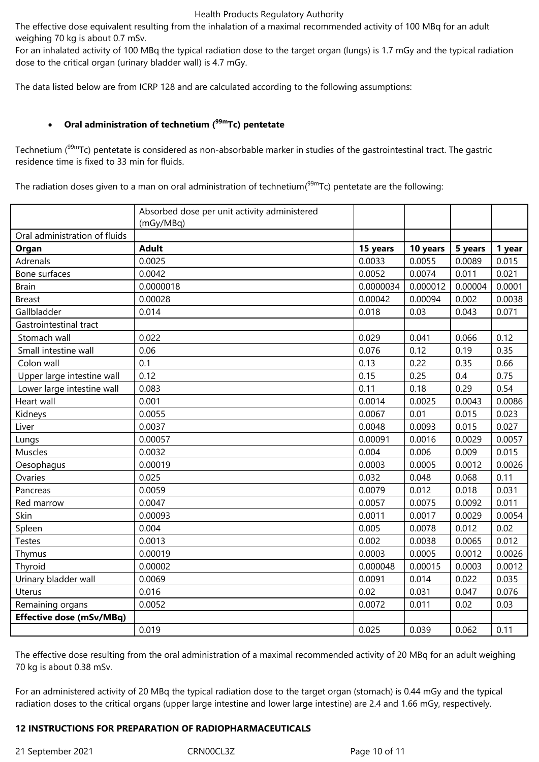The effective dose equivalent resulting from the inhalation of a maximal recommended activity of 100 MBq for an adult weighing 70 kg is about 0.7 mSv.
For an inhaled activity of 100 MBq the typical radiation dose to the target organ (lungs) is 1.7 mGy and the typical radiation dose to the critical organ (urinary bladder wall) is 4.7 mGy.

The data listed below are from ICRP 128 and are calculated according to the following assumptions:

- **Oral administration of technetium ($^{99m}$Tc) pentetate**

Technetium ($^{99m}$Tc) pentetate is considered as non-absorbable marker in studies of the gastrointestinal tract. The gastric residence time is fixed to 33 min for fluids.

The radiation doses given to a man on oral administration of technetium($^{99m}$Tc) pentetate are the following:

| | Absorbed dose per unit activity administered (mGy/MBq) | | | | |
|---|---|---|---|---|---|
| Oral administration of fluids | | | | | |
| **Organ** | **Adult** | **15 years** | **10 years** | **5 years** | **1 year** |
| Adrenals | 0.0025 | 0.0033 | 0.0055 | 0.0089 | 0.015 |
| Bone surfaces | 0.0042 | 0.0052 | 0.0074 | 0.011 | 0.021 |
| Brain | 0.0000018 | 0.0000034 | 0.000012 | 0.00004 | 0.0001 |
| Breast | 0.00028 | 0.00042 | 0.00094 | 0.002 | 0.0038 |
| Gallbladder | 0.014 | 0.018 | 0.03 | 0.043 | 0.071 |
| Gastrointestinal tract | | | | | |
| Stomach wall | 0.022 | 0.029 | 0.041 | 0.066 | 0.12 |
| Small intestine wall | 0.06 | 0.076 | 0.12 | 0.19 | 0.35 |
| Colon wall | 0.1 | 0.13 | 0.22 | 0.35 | 0.66 |
| Upper large intestine wall | 0.12 | 0.15 | 0.25 | 0.4 | 0.75 |
| Lower large intestine wall | 0.083 | 0.11 | 0.18 | 0.29 | 0.54 |
| Heart wall | 0.001 | 0.0014 | 0.0025 | 0.0043 | 0.0086 |
| Kidneys | 0.0055 | 0.0067 | 0.01 | 0.015 | 0.023 |
| Liver | 0.0037 | 0.0048 | 0.0093 | 0.015 | 0.027 |
| Lungs | 0.00057 | 0.00091 | 0.0016 | 0.0029 | 0.0057 |
| Muscles | 0.0032 | 0.004 | 0.006 | 0.009 | 0.015 |
| Oesophagus | 0.00019 | 0.0003 | 0.0005 | 0.0012 | 0.0026 |
| Ovaries | 0.025 | 0.032 | 0.048 | 0.068 | 0.11 |
| Pancreas | 0.0059 | 0.0079 | 0.012 | 0.018 | 0.031 |
| Red marrow | 0.0047 | 0.0057 | 0.0075 | 0.0092 | 0.011 |
| Skin | 0.00093 | 0.0011 | 0.0017 | 0.0029 | 0.0054 |
| Spleen | 0.004 | 0.005 | 0.0078 | 0.012 | 0.02 |
| Testes | 0.0013 | 0.002 | 0.0038 | 0.0065 | 0.012 |
| Thymus | 0.00019 | 0.0003 | 0.0005 | 0.0012 | 0.0026 |
| Thyroid | 0.00002 | 0.000048 | 0.00015 | 0.0003 | 0.0012 |
| Urinary bladder wall | 0.0069 | 0.0091 | 0.014 | 0.022 | 0.035 |
| Uterus | 0.016 | 0.02 | 0.031 | 0.047 | 0.076 |
| Remaining organs | 0.0052 | 0.0072 | 0.011 | 0.02 | 0.03 |
| **Effective dose (mSv/MBq)** | | | | | |
| | 0.019 | 0.025 | 0.039 | 0.062 | 0.11 |

The effective dose resulting from the oral administration of a maximal recommended activity of 20 MBq for an adult weighing 70 kg is about 0.38 mSv.

For an administered activity of 20 MBq the typical radiation dose to the target organ (stomach) is 0.44 mGy and the typical radiation doses to the critical organs (upper large intestine and lower large intestine) are 2.4 and 1.66 mGy, respectively.

## 12 INSTRUCTIONS FOR PREPARATION OF RADIOPHARMACEUTICALS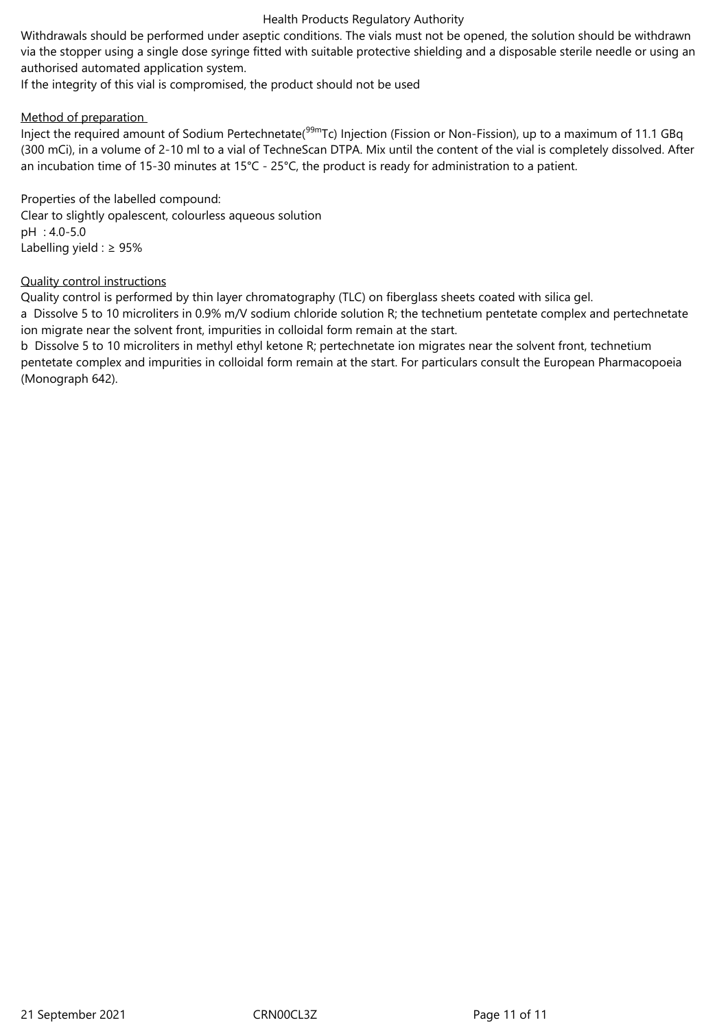Withdrawals should be performed under aseptic conditions. The vials must not be opened, the solution should be withdrawn via the stopper using a single dose syringe fitted with suitable protective shielding and a disposable sterile needle or using an authorised automated application system.

If the integrity of this vial is compromised, the product should not be used

Method of preparation

Inject the required amount of Sodium Pertechnetate($^{99m}$Tc) Injection (Fission or Non-Fission), up to a maximum of 11.1 GBq (300 mCi), in a volume of 2-10 ml to a vial of TechneScan DTPA. Mix until the content of the vial is completely dissolved. After an incubation time of 15-30 minutes at 15°C - 25°C, the product is ready for administration to a patient.

Properties of the labelled compound:

Clear to slightly opalescent, colourless aqueous solution

pH : 4.0-5.0

Labelling yield : ≥ 95%

Quality control instructions

Quality control is performed by thin layer chromatography (TLC) on fiberglass sheets coated with silica gel.

a Dissolve 5 to 10 microliters in 0.9% m/V sodium chloride solution R; the technetium pentetate complex and pertechnetate ion migrate near the solvent front, impurities in colloidal form remain at the start.

b Dissolve 5 to 10 microliters in methyl ethyl ketone R; pertechnetate ion migrates near the solvent front, technetium pentetate complex and impurities in colloidal form remain at the start. For particulars consult the European Pharmacopoeia (Monograph 642).